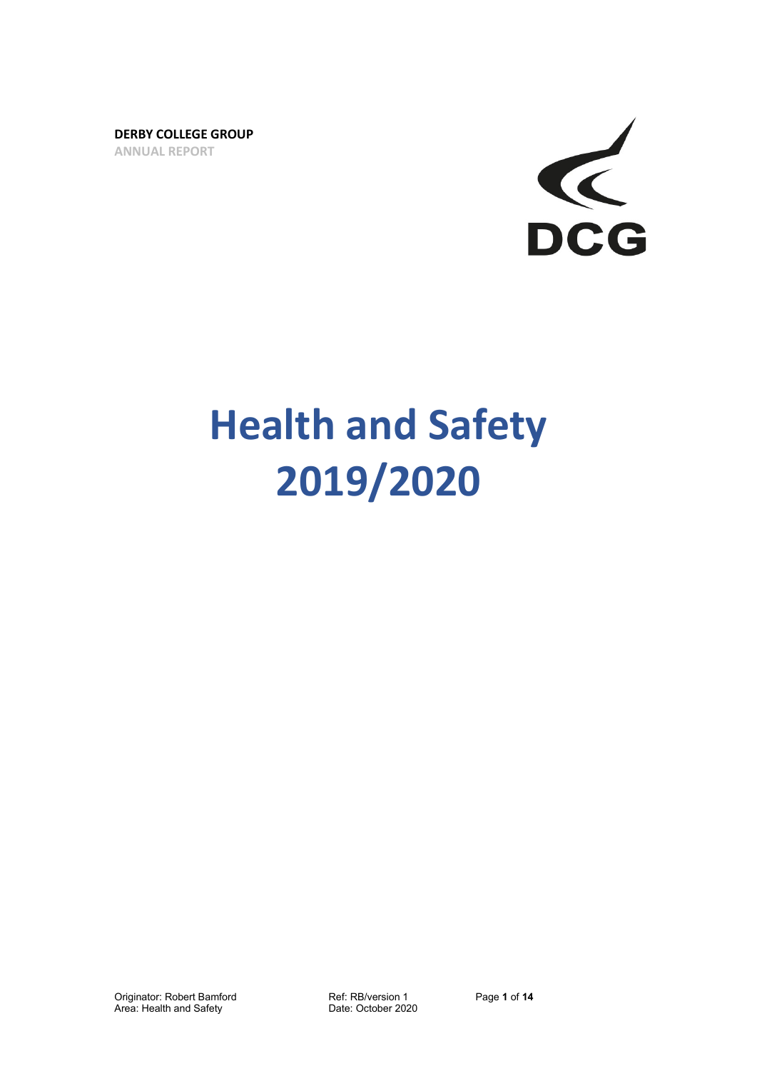**DERBY COLLEGE GROUP**
**ANNUAL REPORT**

# Health and Safety 2019/2020

Originator: Robert Bamford
Area: Health and Safety

Ref: RB/version 1
Date: October 2020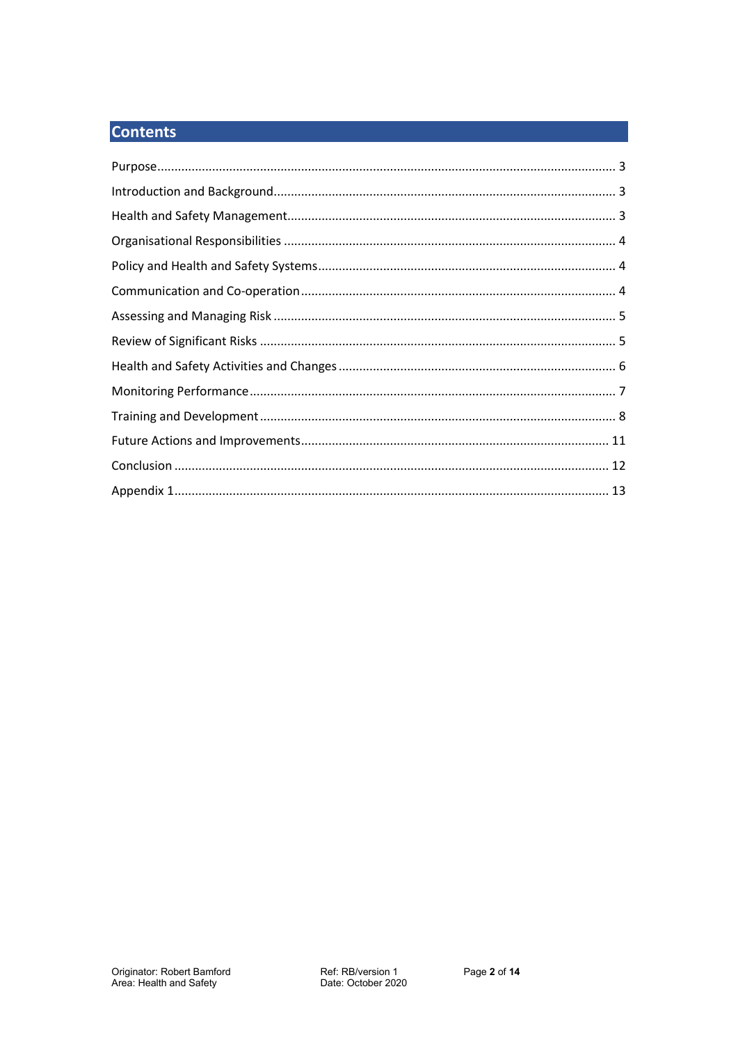## Contents

Purpose........................................................................................................................ 3

Introduction and Background................................................................................... 3

Health and Safety Management............................................................................... 3

Organisational Responsibilities ................................................................................ 4

Policy and Health and Safety Systems...................................................................... 4

Communication and Co-operation........................................................................... 4

Assessing and Managing Risk ................................................................................... 5

Review of Significant Risks ....................................................................................... 5

Health and Safety Activities and Changes ................................................................ 6

Monitoring Performance .......................................................................................... 7

Training and Development ....................................................................................... 8

Future Actions and Improvements......................................................................... 11

Conclusion ............................................................................................................. 12

Appendix 1............................................................................................................. 13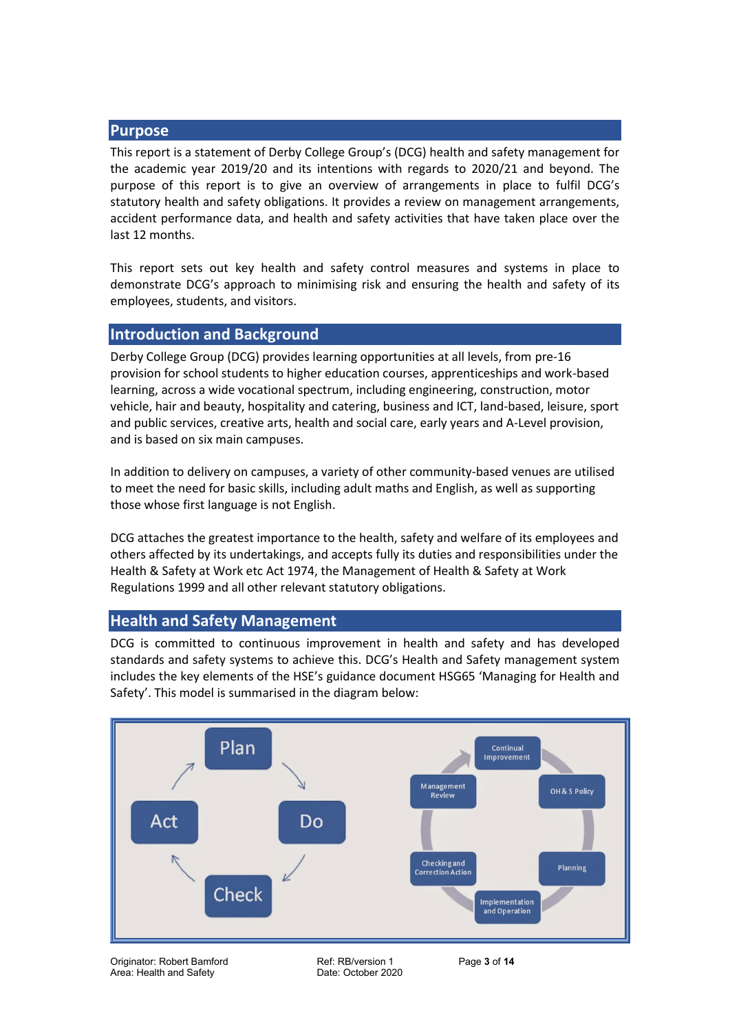## Purpose

This report is a statement of Derby College Group's (DCG) health and safety management for the academic year 2019/20 and its intentions with regards to 2020/21 and beyond. The purpose of this report is to give an overview of arrangements in place to fulfil DCG's statutory health and safety obligations. It provides a review on management arrangements, accident performance data, and health and safety activities that have taken place over the last 12 months.

This report sets out key health and safety control measures and systems in place to demonstrate DCG's approach to minimising risk and ensuring the health and safety of its employees, students, and visitors.

## Introduction and Background

Derby College Group (DCG) provides learning opportunities at all levels, from pre-16 provision for school students to higher education courses, apprenticeships and work-based learning, across a wide vocational spectrum, including engineering, construction, motor vehicle, hair and beauty, hospitality and catering, business and ICT, land-based, leisure, sport and public services, creative arts, health and social care, early years and A-Level provision, and is based on six main campuses.

In addition to delivery on campuses, a variety of other community-based venues are utilised to meet the need for basic skills, including adult maths and English, as well as supporting those whose first language is not English.

DCG attaches the greatest importance to the health, safety and welfare of its employees and others affected by its undertakings, and accepts fully its duties and responsibilities under the Health & Safety at Work etc Act 1974, the Management of Health & Safety at Work Regulations 1999 and all other relevant statutory obligations.

## Health and Safety Management

DCG is committed to continuous improvement in health and safety and has developed standards and safety systems to achieve this. DCG's Health and Safety management system includes the key elements of the HSE's guidance document HSG65 'Managing for Health and Safety'. This model is summarised in the diagram below:

Plan → Do → Check → Act

Continual Improvement → OH & S Policy → Planning → Implementation and Operation → Checking and Correction Action → Management Review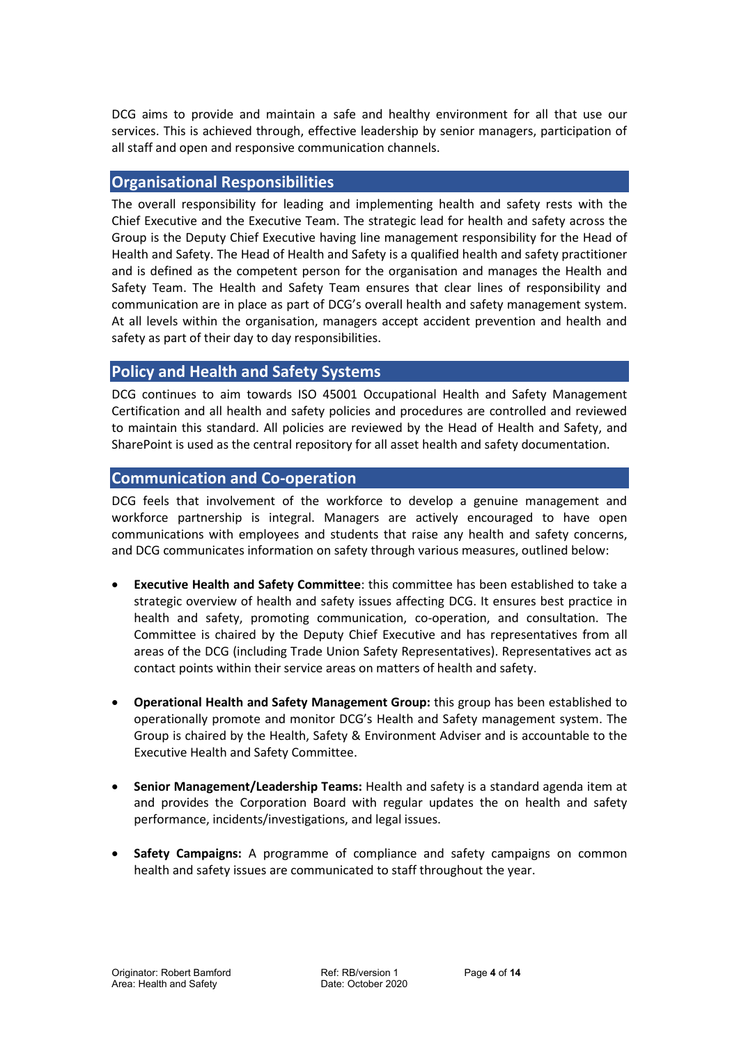DCG aims to provide and maintain a safe and healthy environment for all that use our services. This is achieved through, effective leadership by senior managers, participation of all staff and open and responsive communication channels.

## Organisational Responsibilities

The overall responsibility for leading and implementing health and safety rests with the Chief Executive and the Executive Team. The strategic lead for health and safety across the Group is the Deputy Chief Executive having line management responsibility for the Head of Health and Safety. The Head of Health and Safety is a qualified health and safety practitioner and is defined as the competent person for the organisation and manages the Health and Safety Team. The Health and Safety Team ensures that clear lines of responsibility and communication are in place as part of DCG's overall health and safety management system. At all levels within the organisation, managers accept accident prevention and health and safety as part of their day to day responsibilities.

## Policy and Health and Safety Systems

DCG continues to aim towards ISO 45001 Occupational Health and Safety Management Certification and all health and safety policies and procedures are controlled and reviewed to maintain this standard. All policies are reviewed by the Head of Health and Safety, and SharePoint is used as the central repository for all asset health and safety documentation.

## Communication and Co-operation

DCG feels that involvement of the workforce to develop a genuine management and workforce partnership is integral. Managers are actively encouraged to have open communications with employees and students that raise any health and safety concerns, and DCG communicates information on safety through various measures, outlined below:

- **Executive Health and Safety Committee**: this committee has been established to take a strategic overview of health and safety issues affecting DCG. It ensures best practice in health and safety, promoting communication, co-operation, and consultation. The Committee is chaired by the Deputy Chief Executive and has representatives from all areas of the DCG (including Trade Union Safety Representatives). Representatives act as contact points within their service areas on matters of health and safety.

- **Operational Health and Safety Management Group:** this group has been established to operationally promote and monitor DCG's Health and Safety management system. The Group is chaired by the Health, Safety & Environment Adviser and is accountable to the Executive Health and Safety Committee.

- **Senior Management/Leadership Teams:** Health and safety is a standard agenda item at and provides the Corporation Board with regular updates the on health and safety performance, incidents/investigations, and legal issues.

- **Safety Campaigns:** A programme of compliance and safety campaigns on common health and safety issues are communicated to staff throughout the year.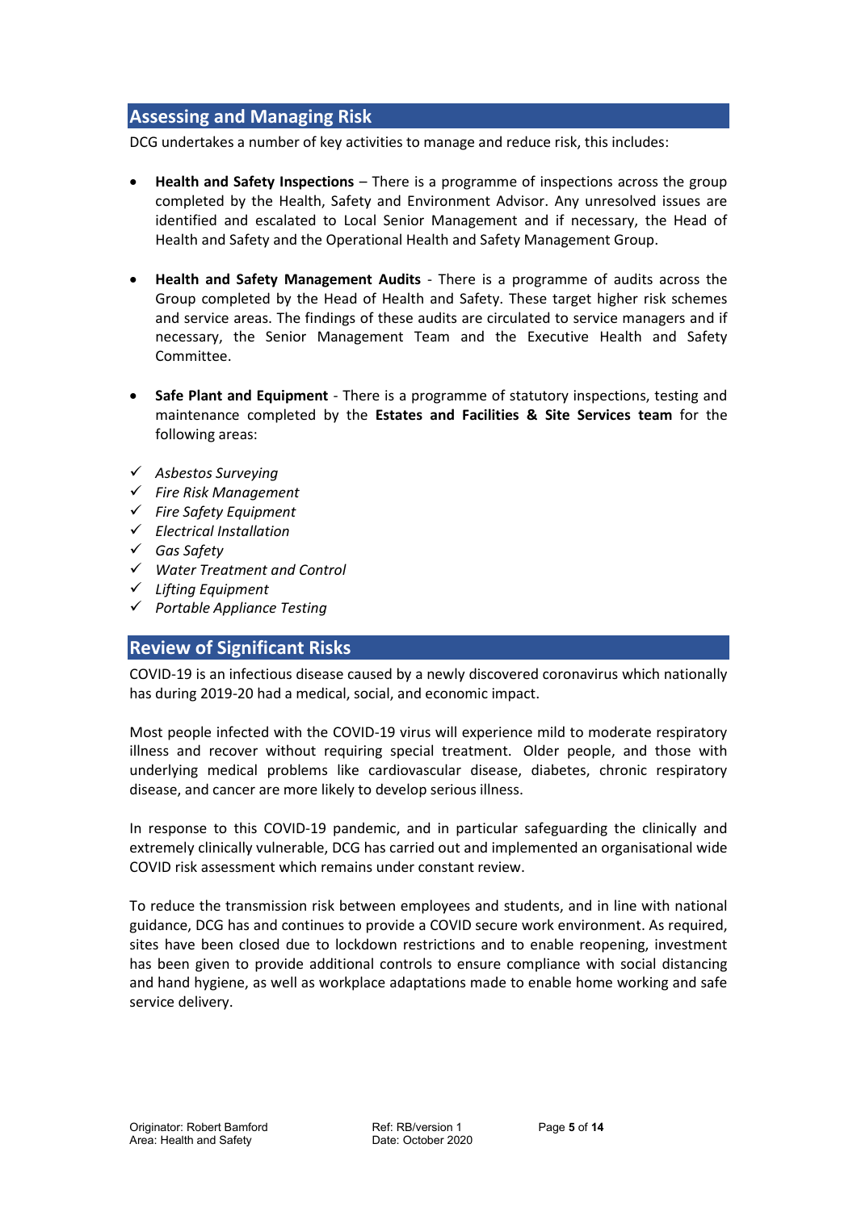## Assessing and Managing Risk

DCG undertakes a number of key activities to manage and reduce risk, this includes:

- **Health and Safety Inspections** – There is a programme of inspections across the group completed by the Health, Safety and Environment Advisor. Any unresolved issues are identified and escalated to Local Senior Management and if necessary, the Head of Health and Safety and the Operational Health and Safety Management Group.

- **Health and Safety Management Audits** - There is a programme of audits across the Group completed by the Head of Health and Safety. These target higher risk schemes and service areas. The findings of these audits are circulated to service managers and if necessary, the Senior Management Team and the Executive Health and Safety Committee.

- **Safe Plant and Equipment** - There is a programme of statutory inspections, testing and maintenance completed by the **Estates and Facilities & Site Services team** for the following areas:

- ✓ *Asbestos Surveying*
- ✓ *Fire Risk Management*
- ✓ *Fire Safety Equipment*
- ✓ *Electrical Installation*
- ✓ *Gas Safety*
- ✓ *Water Treatment and Control*
- ✓ *Lifting Equipment*
- ✓ *Portable Appliance Testing*

## Review of Significant Risks

COVID-19 is an infectious disease caused by a newly discovered coronavirus which nationally has during 2019-20 had a medical, social, and economic impact.

Most people infected with the COVID-19 virus will experience mild to moderate respiratory illness and recover without requiring special treatment. Older people, and those with underlying medical problems like cardiovascular disease, diabetes, chronic respiratory disease, and cancer are more likely to develop serious illness.

In response to this COVID-19 pandemic, and in particular safeguarding the clinically and extremely clinically vulnerable, DCG has carried out and implemented an organisational wide COVID risk assessment which remains under constant review.

To reduce the transmission risk between employees and students, and in line with national guidance, DCG has and continues to provide a COVID secure work environment. As required, sites have been closed due to lockdown restrictions and to enable reopening, investment has been given to provide additional controls to ensure compliance with social distancing and hand hygiene, as well as workplace adaptations made to enable home working and safe service delivery.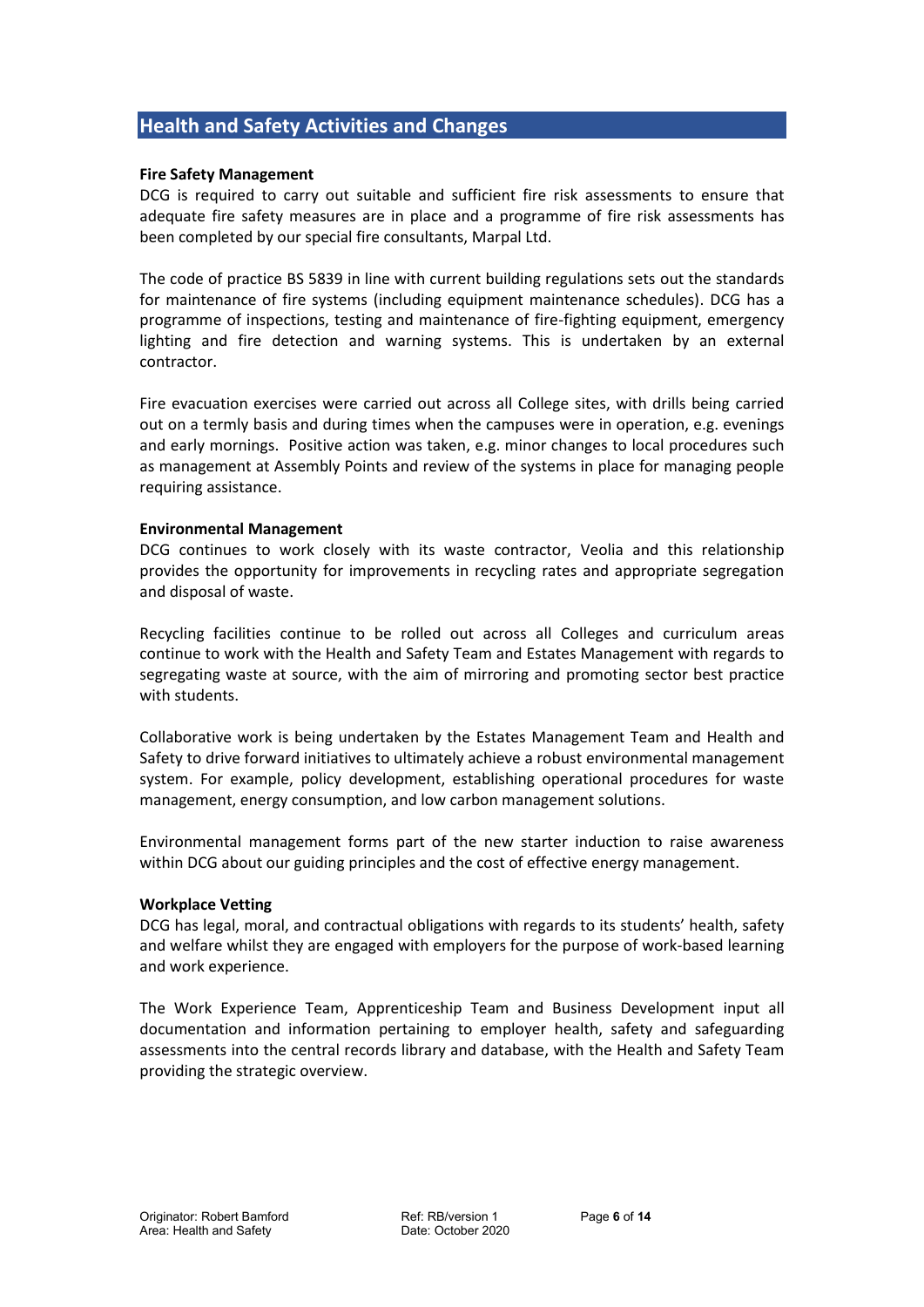## Health and Safety Activities and Changes

**Fire Safety Management**

DCG is required to carry out suitable and sufficient fire risk assessments to ensure that adequate fire safety measures are in place and a programme of fire risk assessments has been completed by our special fire consultants, Marpal Ltd.

The code of practice BS 5839 in line with current building regulations sets out the standards for maintenance of fire systems (including equipment maintenance schedules). DCG has a programme of inspections, testing and maintenance of fire-fighting equipment, emergency lighting and fire detection and warning systems. This is undertaken by an external contractor.

Fire evacuation exercises were carried out across all College sites, with drills being carried out on a termly basis and during times when the campuses were in operation, e.g. evenings and early mornings. Positive action was taken, e.g. minor changes to local procedures such as management at Assembly Points and review of the systems in place for managing people requiring assistance.

**Environmental Management**

DCG continues to work closely with its waste contractor, Veolia and this relationship provides the opportunity for improvements in recycling rates and appropriate segregation and disposal of waste.

Recycling facilities continue to be rolled out across all Colleges and curriculum areas continue to work with the Health and Safety Team and Estates Management with regards to segregating waste at source, with the aim of mirroring and promoting sector best practice with students.

Collaborative work is being undertaken by the Estates Management Team and Health and Safety to drive forward initiatives to ultimately achieve a robust environmental management system. For example, policy development, establishing operational procedures for waste management, energy consumption, and low carbon management solutions.

Environmental management forms part of the new starter induction to raise awareness within DCG about our guiding principles and the cost of effective energy management.

**Workplace Vetting**

DCG has legal, moral, and contractual obligations with regards to its students' health, safety and welfare whilst they are engaged with employers for the purpose of work-based learning and work experience.

The Work Experience Team, Apprenticeship Team and Business Development input all documentation and information pertaining to employer health, safety and safeguarding assessments into the central records library and database, with the Health and Safety Team providing the strategic overview.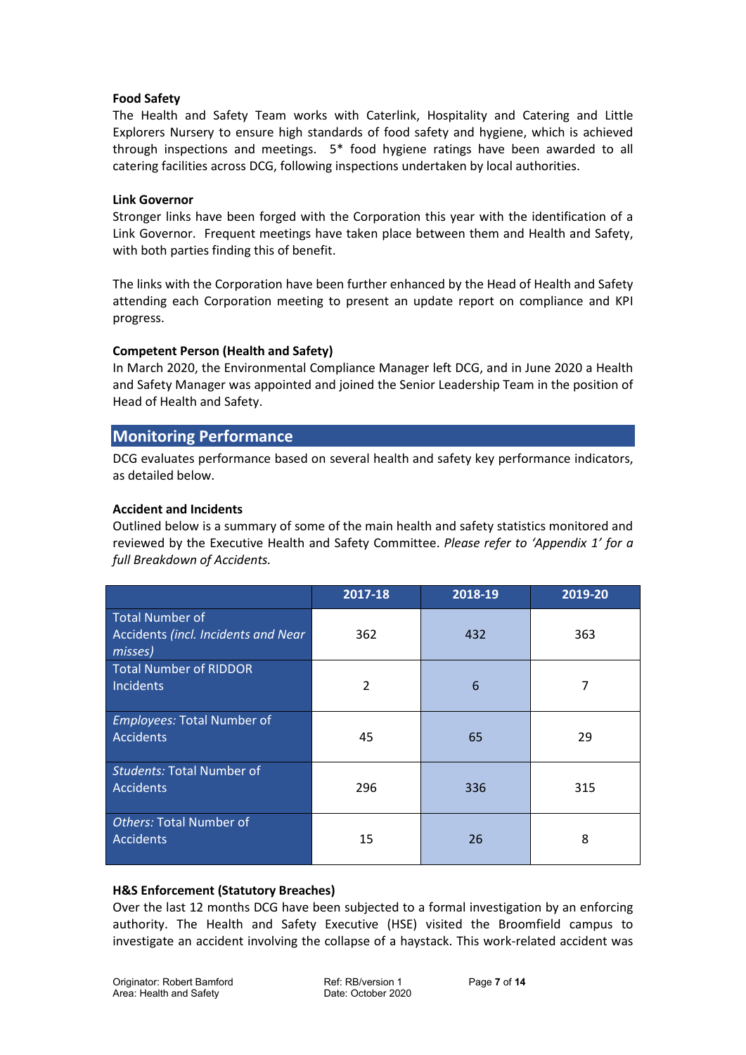**Food Safety**

The Health and Safety Team works with Caterlink, Hospitality and Catering and Little Explorers Nursery to ensure high standards of food safety and hygiene, which is achieved through inspections and meetings. 5* food hygiene ratings have been awarded to all catering facilities across DCG, following inspections undertaken by local authorities.

**Link Governor**

Stronger links have been forged with the Corporation this year with the identification of a Link Governor. Frequent meetings have taken place between them and Health and Safety, with both parties finding this of benefit.

The links with the Corporation have been further enhanced by the Head of Health and Safety attending each Corporation meeting to present an update report on compliance and KPI progress.

**Competent Person (Health and Safety)**

In March 2020, the Environmental Compliance Manager left DCG, and in June 2020 a Health and Safety Manager was appointed and joined the Senior Leadership Team in the position of Head of Health and Safety.

## Monitoring Performance

DCG evaluates performance based on several health and safety key performance indicators, as detailed below.

**Accident and Incidents**

Outlined below is a summary of some of the main health and safety statistics monitored and reviewed by the Executive Health and Safety Committee. *Please refer to 'Appendix 1' for a full Breakdown of Accidents.*

| | 2017-18 | 2018-19 | 2019-20 |
|---|---|---|---|
| Total Number of Accidents *(incl. Incidents and Near misses)* | 362 | 432 | 363 |
| Total Number of RIDDOR Incidents | 2 | 6 | 7 |
| *Employees:* Total Number of Accidents | 45 | 65 | 29 |
| *Students:* Total Number of Accidents | 296 | 336 | 315 |
| *Others:* Total Number of Accidents | 15 | 26 | 8 |

**H&S Enforcement (Statutory Breaches)**

Over the last 12 months DCG have been subjected to a formal investigation by an enforcing authority. The Health and Safety Executive (HSE) visited the Broomfield campus to investigate an accident involving the collapse of a haystack. This work-related accident was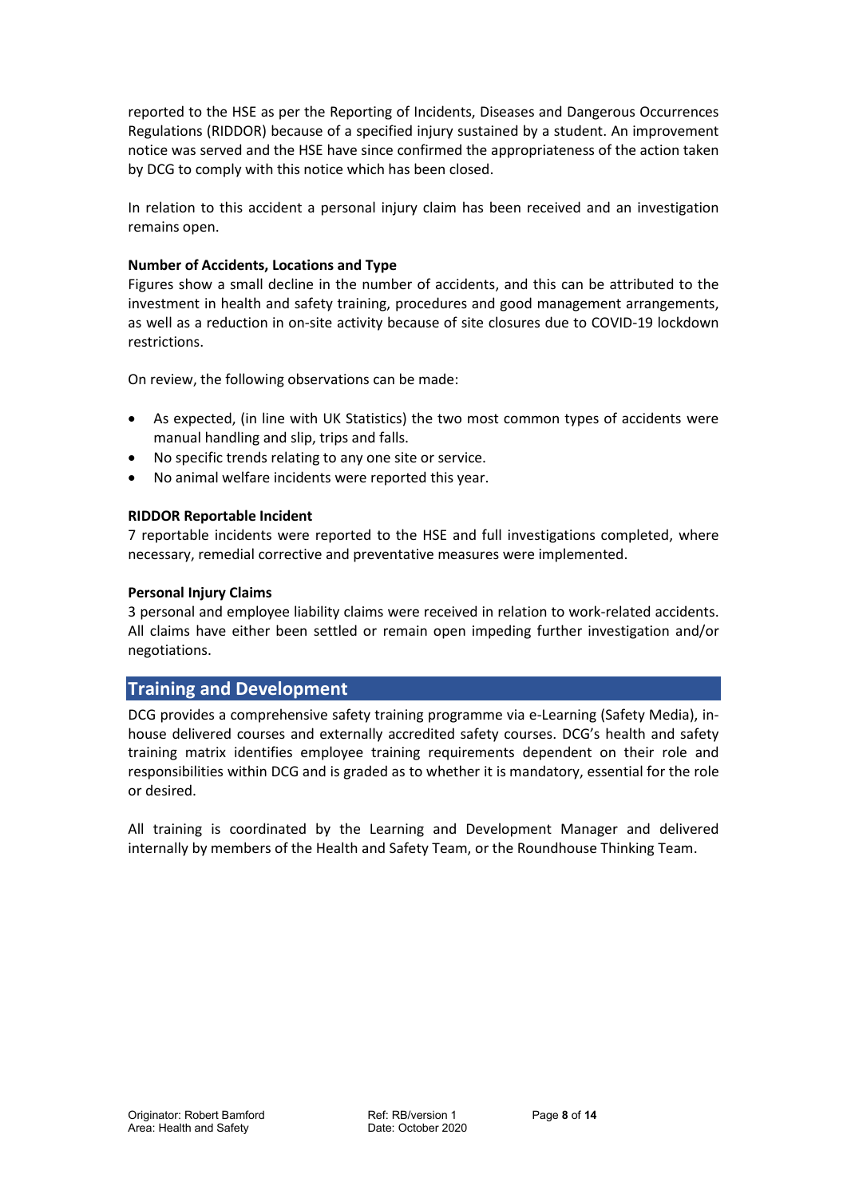reported to the HSE as per the Reporting of Incidents, Diseases and Dangerous Occurrences Regulations (RIDDOR) because of a specified injury sustained by a student. An improvement notice was served and the HSE have since confirmed the appropriateness of the action taken by DCG to comply with this notice which has been closed.

In relation to this accident a personal injury claim has been received and an investigation remains open.

**Number of Accidents, Locations and Type**

Figures show a small decline in the number of accidents, and this can be attributed to the investment in health and safety training, procedures and good management arrangements, as well as a reduction in on-site activity because of site closures due to COVID-19 lockdown restrictions.

On review, the following observations can be made:

- As expected, (in line with UK Statistics) the two most common types of accidents were manual handling and slip, trips and falls.
- No specific trends relating to any one site or service.
- No animal welfare incidents were reported this year.

**RIDDOR Reportable Incident**

7 reportable incidents were reported to the HSE and full investigations completed, where necessary, remedial corrective and preventative measures were implemented.

**Personal Injury Claims**

3 personal and employee liability claims were received in relation to work-related accidents. All claims have either been settled or remain open impeding further investigation and/or negotiations.

## Training and Development

DCG provides a comprehensive safety training programme via e-Learning (Safety Media), in-house delivered courses and externally accredited safety courses. DCG's health and safety training matrix identifies employee training requirements dependent on their role and responsibilities within DCG and is graded as to whether it is mandatory, essential for the role or desired.

All training is coordinated by the Learning and Development Manager and delivered internally by members of the Health and Safety Team, or the Roundhouse Thinking Team.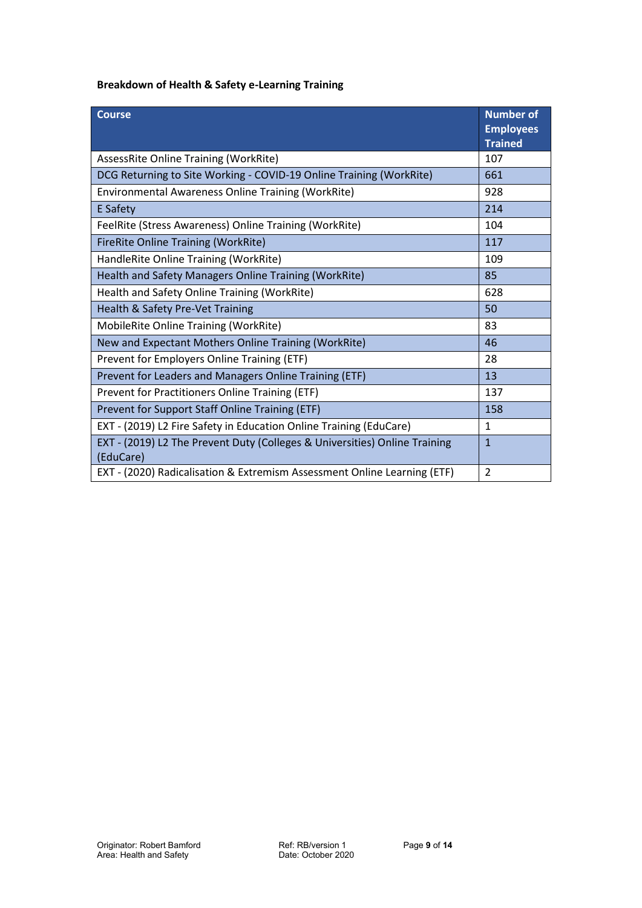**Breakdown of Health & Safety e-Learning Training**

| Course | Number of Employees Trained |
|---|---|
| AssessRite Online Training (WorkRite) | 107 |
| DCG Returning to Site Working - COVID-19 Online Training (WorkRite) | 661 |
| Environmental Awareness Online Training (WorkRite) | 928 |
| E Safety | 214 |
| FeelRite (Stress Awareness) Online Training (WorkRite) | 104 |
| FireRite Online Training (WorkRite) | 117 |
| HandleRite Online Training (WorkRite) | 109 |
| Health and Safety Managers Online Training (WorkRite) | 85 |
| Health and Safety Online Training (WorkRite) | 628 |
| Health & Safety Pre-Vet Training | 50 |
| MobileRite Online Training (WorkRite) | 83 |
| New and Expectant Mothers Online Training (WorkRite) | 46 |
| Prevent for Employers Online Training (ETF) | 28 |
| Prevent for Leaders and Managers Online Training (ETF) | 13 |
| Prevent for Practitioners Online Training (ETF) | 137 |
| Prevent for Support Staff Online Training (ETF) | 158 |
| EXT - (2019) L2 Fire Safety in Education Online Training (EduCare) | 1 |
| EXT - (2019) L2 The Prevent Duty (Colleges & Universities) Online Training (EduCare) | 1 |
| EXT - (2020) Radicalisation & Extremism Assessment Online Learning (ETF) | 2 |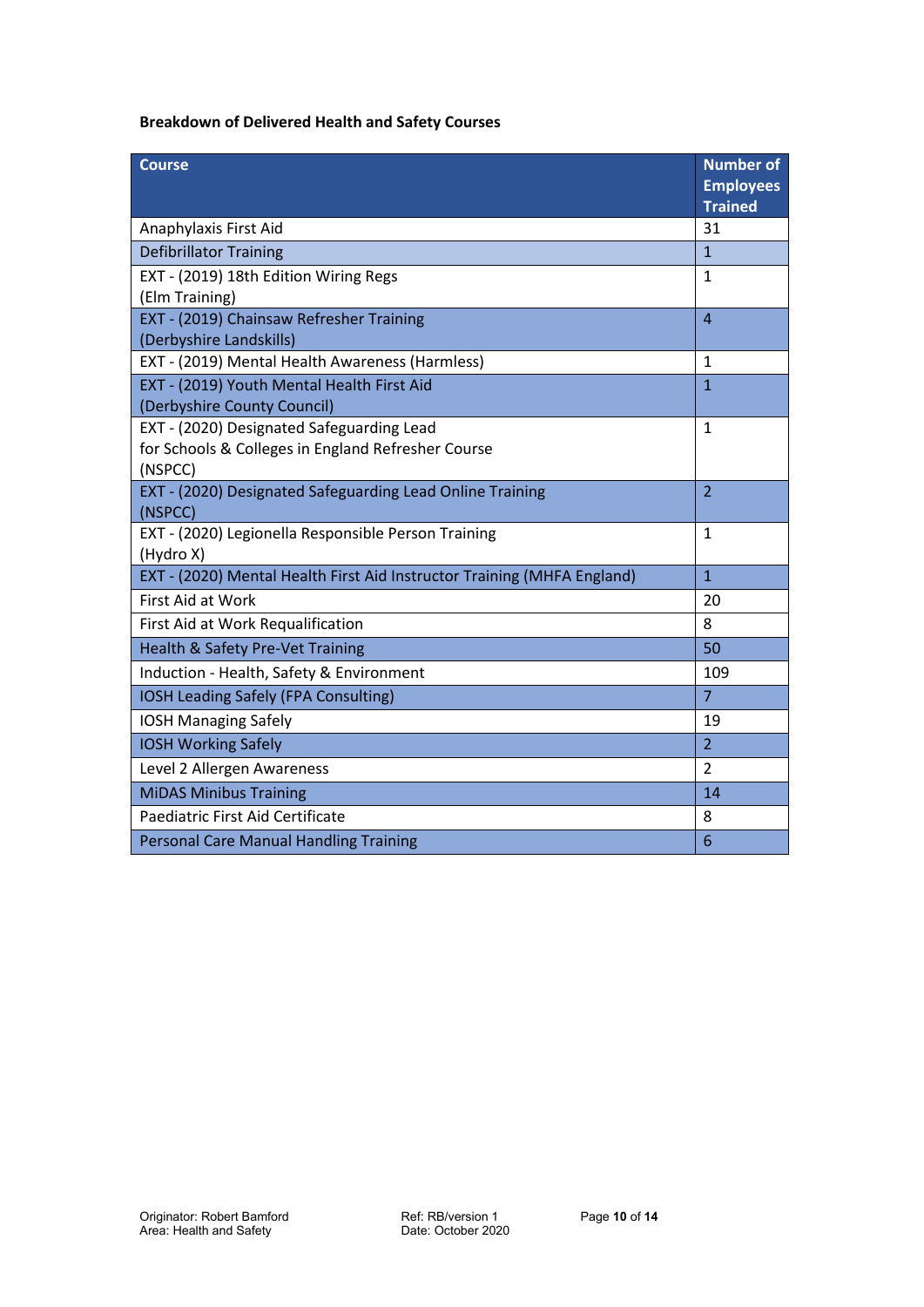**Breakdown of Delivered Health and Safety Courses**

| Course | Number of Employees Trained |
|---|---|
| Anaphylaxis First Aid | 31 |
| Defibrillator Training | 1 |
| EXT - (2019) 18th Edition Wiring Regs (Elm Training) | 1 |
| EXT - (2019) Chainsaw Refresher Training (Derbyshire Landskills) | 4 |
| EXT - (2019) Mental Health Awareness (Harmless) | 1 |
| EXT - (2019) Youth Mental Health First Aid (Derbyshire County Council) | 1 |
| EXT - (2020) Designated Safeguarding Lead for Schools & Colleges in England Refresher Course (NSPCC) | 1 |
| EXT - (2020) Designated Safeguarding Lead Online Training (NSPCC) | 2 |
| EXT - (2020) Legionella Responsible Person Training (Hydro X) | 1 |
| EXT - (2020) Mental Health First Aid Instructor Training (MHFA England) | 1 |
| First Aid at Work | 20 |
| First Aid at Work Requalification | 8 |
| Health & Safety Pre-Vet Training | 50 |
| Induction - Health, Safety & Environment | 109 |
| IOSH Leading Safely (FPA Consulting) | 7 |
| IOSH Managing Safely | 19 |
| IOSH Working Safely | 2 |
| Level 2 Allergen Awareness | 2 |
| MiDAS Minibus Training | 14 |
| Paediatric First Aid Certificate | 8 |
| Personal Care Manual Handling Training | 6 |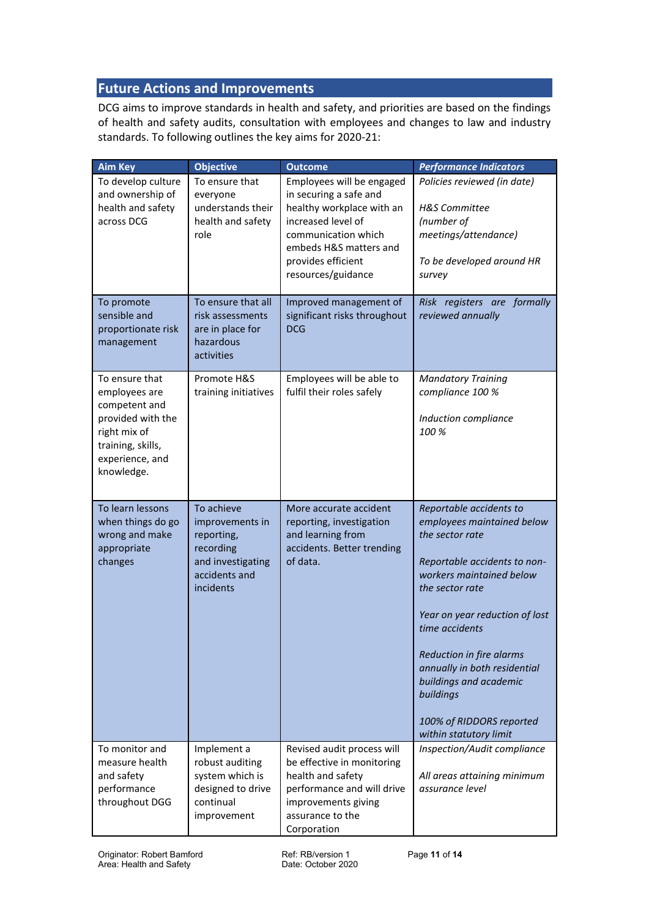## Future Actions and Improvements

DCG aims to improve standards in health and safety, and priorities are based on the findings of health and safety audits, consultation with employees and changes to law and industry standards. To following outlines the key aims for 2020-21:

| Aim Key | Objective | Outcome | *Performance Indicators* |
|---|---|---|---|
| To develop culture and ownership of health and safety across DCG | To ensure that everyone understands their health and safety role | Employees will be engaged in securing a safe and healthy workplace with an increased level of communication which embeds H&S matters and provides efficient resources/guidance | *Policies reviewed (in date)*<br><br>*H&S Committee (number of meetings/attendance)*<br><br>*To be developed around HR survey* |
| To promote sensible and proportionate risk management | To ensure that all risk assessments are in place for hazardous activities | Improved management of significant risks throughout DCG | *Risk registers are formally reviewed annually* |
| To ensure that employees are competent and provided with the right mix of training, skills, experience, and knowledge. | Promote H&S training initiatives | Employees will be able to fulfil their roles safely | *Mandatory Training compliance 100 %*<br><br>*Induction compliance 100 %* |
| To learn lessons when things do go wrong and make appropriate changes | To achieve improvements in reporting, recording and investigating accidents and incidents | More accurate accident reporting, investigation and learning from accidents. Better trending of data. | *Reportable accidents to employees maintained below the sector rate*<br><br>*Reportable accidents to non-workers maintained below the sector rate*<br><br>*Year on year reduction of lost time accidents*<br><br>*Reduction in fire alarms annually in both residential buildings and academic buildings*<br><br>*100% of RIDDORS reported within statutory limit* |
| To monitor and measure health and safety performance throughout DGG | Implement a robust auditing system which is designed to drive continual improvement | Revised audit process will be effective in monitoring health and safety performance and will drive improvements giving assurance to the Corporation | *Inspection/Audit compliance*<br><br>*All areas attaining minimum assurance level* |

Originator: Robert Bamford
Area: Health and Safety

Ref: RB/version 1
Date: October 2020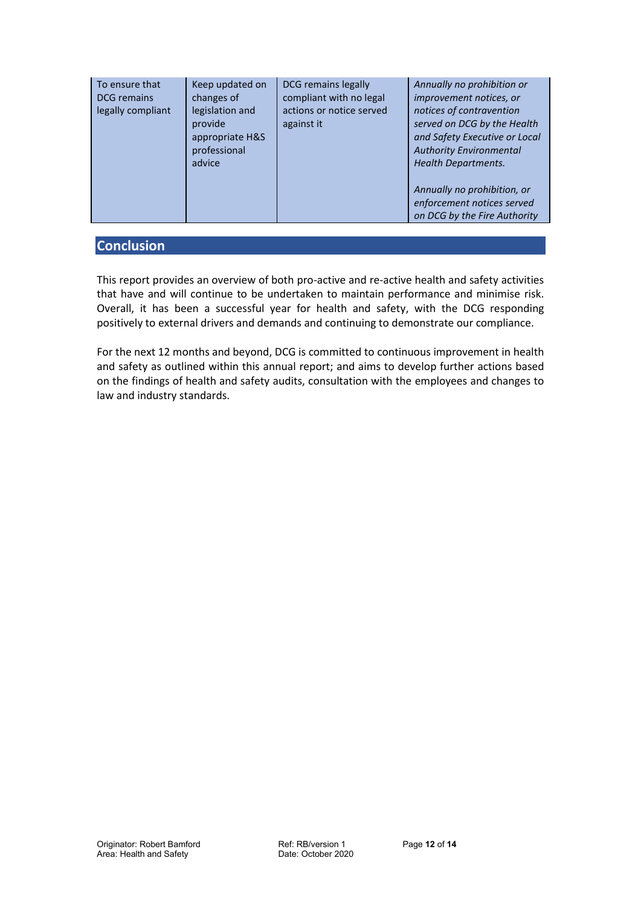| To ensure that DCG remains legally compliant | Keep updated on changes of legislation and provide appropriate H&S professional advice | DCG remains legally compliant with no legal actions or notice served against it | *Annually no prohibition or improvement notices, or notices of contravention served on DCG by the Health and Safety Executive or Local Authority Environmental Health Departments.*<br><br>*Annually no prohibition, or enforcement notices served on DCG by the Fire Authority* |
|---|---|---|---|

## Conclusion

This report provides an overview of both pro-active and re-active health and safety activities that have and will continue to be undertaken to maintain performance and minimise risk. Overall, it has been a successful year for health and safety, with the DCG responding positively to external drivers and demands and continuing to demonstrate our compliance.

For the next 12 months and beyond, DCG is committed to continuous improvement in health and safety as outlined within this annual report; and aims to develop further actions based on the findings of health and safety audits, consultation with the employees and changes to law and industry standards.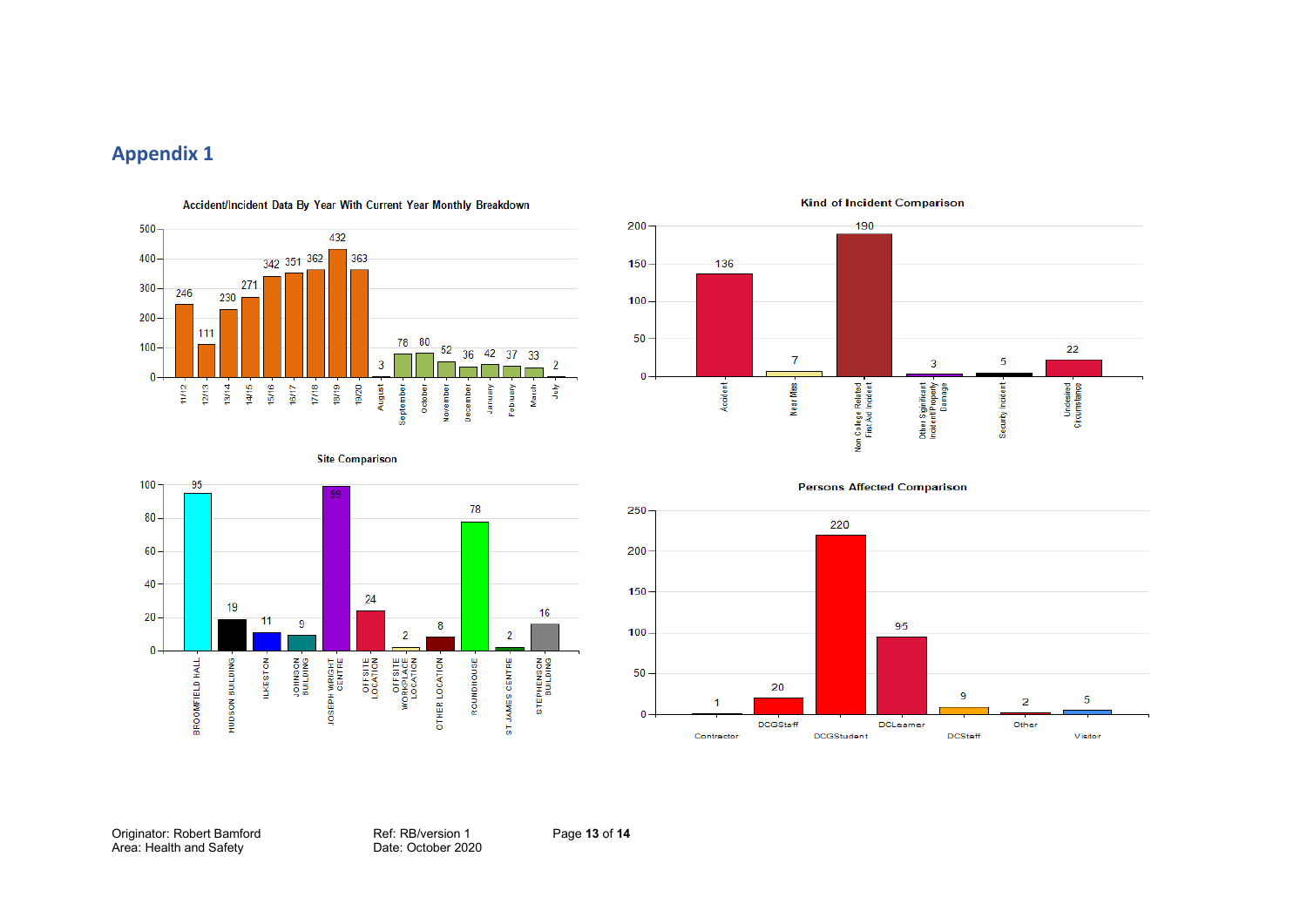## Appendix 1

**Accident/Incident Data By Year With Current Year Monthly Breakdown**

| Period | Count |
|---|---|
| 11/12 | 246 |
| 12/13 | 111 |
| 13/14 | 230 |
| 14/15 | 271 |
| 15/16 | 342 |
| 16/17 | 351 |
| 17/18 | 362 |
| 18/19 | 432 |
| 19/20 | 363 |
| August | 3 |
| September | 78 |
| October | 80 |
| November | 52 |
| December | 36 |
| January | 42 |
| Febuary | 37 |
| March | 33 |
| July | 2 |

**Kind of Incident Comparison**

| Kind of Incident | Count |
|---|---|
| Accident | 136 |
| Near Miss | 7 |
| Non College Related First Aid Incident | 190 |
| Other Significant Incident/Property Damage | 3 |
| Security Incident | 5 |
| Undesired Circumstance | 22 |

**Site Comparison**

| Site | Count |
|---|---|
| BROOMFIELD HALL | 95 |
| HUDSON BUILDING | 19 |
| ILKESTON | 11 |
| JOHNSON BUILDING | 9 |
| JOSEPH WRIGHT CENTRE | 99 |
| OFFSITE LOCATION | 24 |
| OFFSITE WORKPLACE LOCATION | 2 |
| OTHER LOCATION | 8 |
| ROUNDHOUSE | 78 |
| ST JAMES CENTRE | 2 |
| STEPHENSON BUILDING | 16 |

**Persons Affected Comparison**

| Persons Affected | Count |
|---|---|
| Contractor | 1 |
| DCGStaff | 20 |
| DCGStudent | 220 |
| DCLearner | 95 |
| DCStaff | 9 |
| Other | 2 |
| Visitor | 5 |

Originator: Robert Bamford
Area: Health and Safety

Ref: RB/version 1
Date: October 2020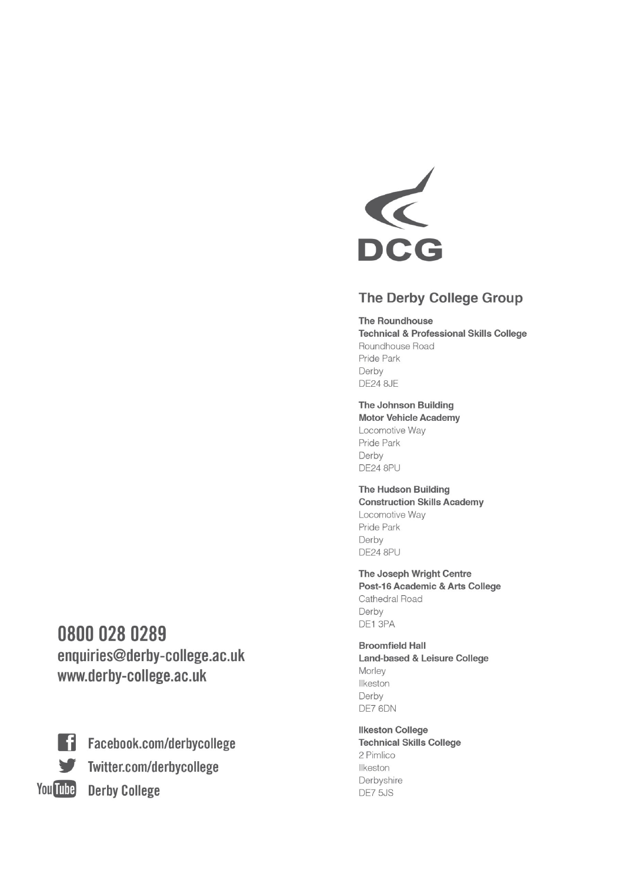DCG

## The Derby College Group

**The Roundhouse**
**Technical & Professional Skills College**
Roundhouse Road
Pride Park
Derby
DE24 8JE

**The Johnson Building**
**Motor Vehicle Academy**
Locomotive Way
Pride Park
Derby
DE24 8PU

**The Hudson Building**
**Construction Skills Academy**
Locomotive Way
Pride Park
Derby
DE24 8PU

**The Joseph Wright Centre**
**Post-16 Academic & Arts College**
Cathedral Road
Derby
DE1 3PA

**Broomfield Hall**
**Land-based & Leisure College**
Morley
Ilkeston
Derby
DE7 6DN

**Ilkeston College**
**Technical Skills College**
2 Pimlico
Ilkeston
Derbyshire
DE7 5JS

**0800 028 0289**
enquiries@derby-college.ac.uk
www.derby-college.ac.uk

Facebook.com/derbycollege
Twitter.com/derbycollege
YouTube: Derby College